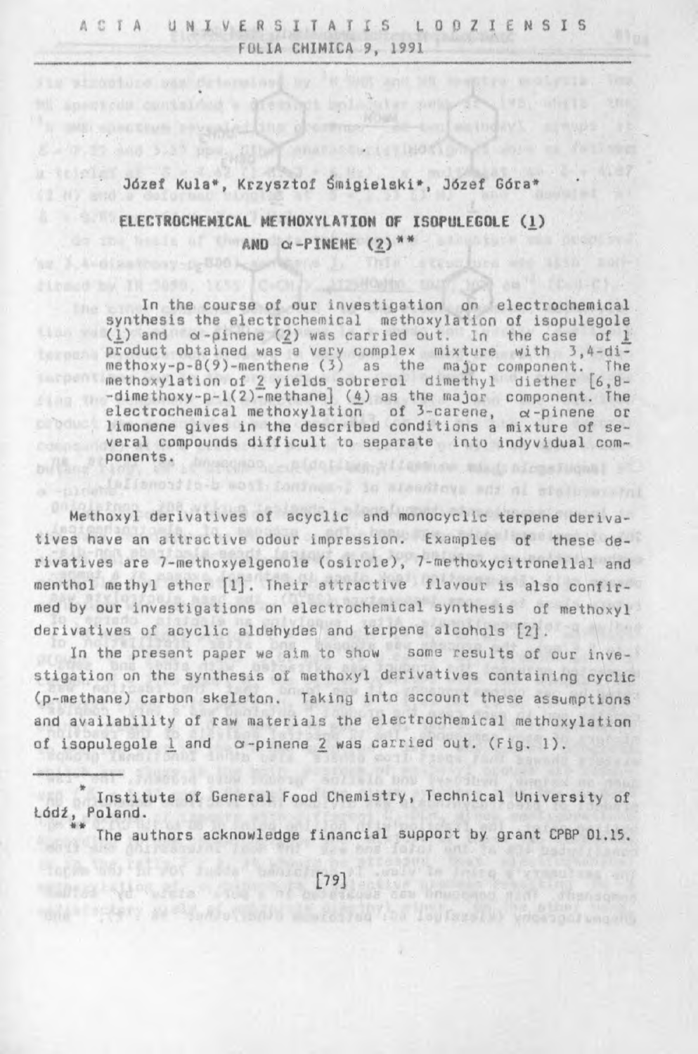Józef Kula*, Krzysztof Śmigielski*, Józef Góra*

# ELECTROCHEMICAL METHOXYLATION OF ISOPULEGOLE (1) AND α-PINENE (2)**

In the course of our investigation on electrochemical synthesis the electrochemical methoxylation of isopulegole (1) and α-pinene (2) was carried out. In the case of 1 product obtained was a very complex mixture with 3,4-dimethoxy-p-8(9)-menthene (3) as the major component. The methoxylation of 2 yields sobrerol dimethyl diether [6,8-dimethoxy-p-1(2)-methane] (4) as the major component. The electrochemical methoxylation of 3-carene, α-pinene or limonene gives in the described conditions a mixture of several compounds difficult to separate into indyvidual components.

Methoxyl derivatives of acyclic and monocyclic terpene derivatives have an attractive odour impression. Examples of these derivatives are 7-methoxyelgenole (osirole), 7-methoxycitronellal and menthol methyl ether [1]. Their attractive flavour is also confirmed by our investigations on electrochemical synthesis of methoxyl derivatives of acyclic aldehydes and terpene alcohols [2].

In the present paper we aim to show some results of our investigation on the synthesis of methoxyl derivatives containing cyclic (p-methane) carbon skeleton. Taking into account these assumptions and availability of raw materials the electrochemical methoxylation of isopulegole 1 and α-pinene 2 was carried out. (Fig. 1).

---

* Institute of General Food Chemistry, Technical University of Łódź, Poland.

** The authors acknowledge financial support by grant CPBP 01.15.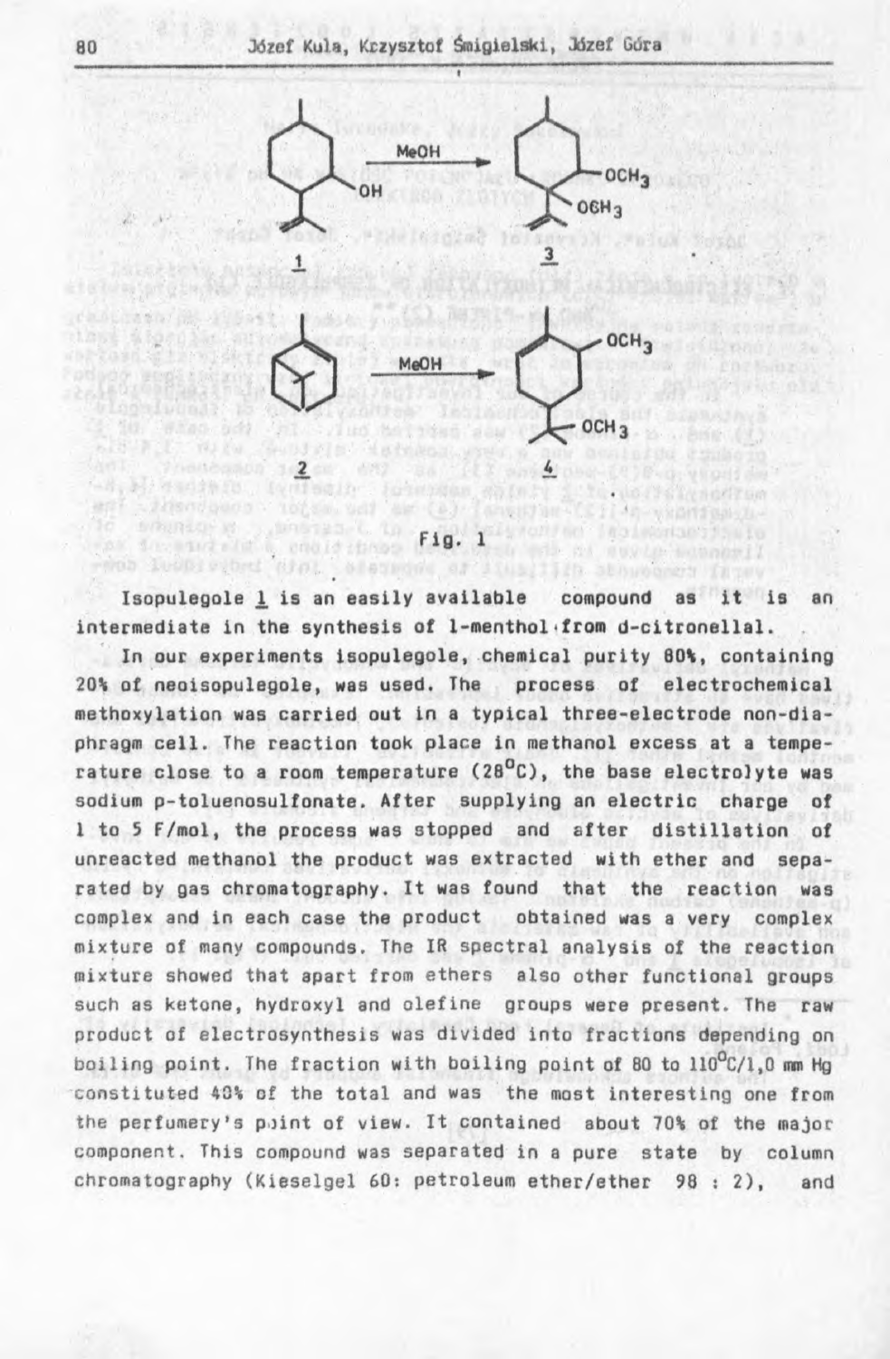Fig. 1

Isopulegole 1 is an easily available compound as it is an intermediate in the synthesis of l-menthol from d-citronellal.

In our experiments isopulegole, chemical purity 80%, containing 20% of neoisopulegole, was used. The process of electrochemical methoxylation was carried out in a typical three-electrode non-diaphragm cell. The reaction took place in methanol excess at a temperature close to a room temperature (28$^{o}$C), the base electrolyte was sodium p-toluenosulfonate. After supplying an electric charge of 1 to 5 F/mol, the process was stopped and after distillation of unreacted methanol the product was extracted with ether and separated by gas chromatography. It was found that the reaction was complex and in each case the product obtained was a very complex mixture of many compounds. The IR spectral analysis of the reaction mixture showed that apart from ethers also other functional groups such as ketone, hydroxyl and olefine groups were present. The raw product of electrosynthesis was divided into fractions depending on boiling point. The fraction with boiling point of 80 to 110$^{o}$C/1,0 mm Hg constituted 40% of the total and was the most interesting one from the perfumery's point of view. It contained about 70% of the major component. This compound was separated in a pure state by column chromatography (Kieselgel 60: petroleum ether/ether 98 : 2), and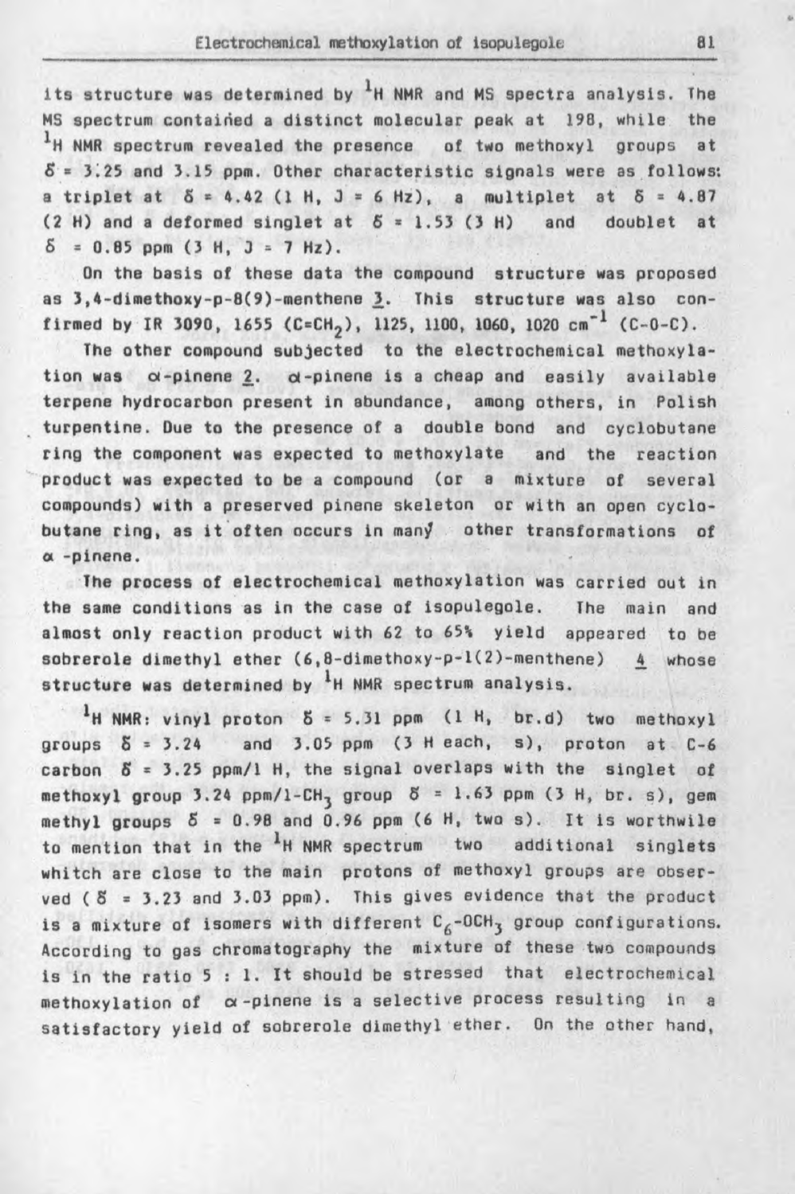its structure was determined by $^1$H NMR and MS spectra analysis. The MS spectrum contained a distinct molecular peak at 198, while the $^1$H NMR spectrum revealed the presence of two methoxyl groups at $\delta$ = 3.25 and 3.15 ppm. Other characteristic signals were as follows: a triplet at $\delta$ = 4.42 (1 H, J = 6 Hz), a multiplet at $\delta$ = 4.87 (2 H) and a deformed singlet at $\delta$ = 1.53 (3 H) and doublet at $\delta$ = 0.85 ppm (3 H, J = 7 Hz).

On the basis of these data the compound structure was proposed as 3,4-dimethoxy-p-8(9)-menthene 3. This structure was also confirmed by IR 3090, 1655 ($C{=}CH_2$), 1125, 1100, 1060, 1020 cm$^{-1}$ (C-O-C).

The other compound subjected to the electrochemical methoxylation was $\alpha$-pinene 2. $\alpha$-pinene is a cheap and easily available terpene hydrocarbon present in abundance, among others, in Polish turpentine. Due to the presence of a double bond and cyclobutane ring the component was expected to methoxylate and the reaction product was expected to be a compound (or a mixture of several compounds) with a preserved pinene skeleton or with an open cyclobutane ring, as it often occurs in many other transformations of $\alpha$-pinene.

The process of electrochemical methoxylation was carried out in the same conditions as in the case of isopulegole. The main and almost only reaction product with 62 to 65% yield appeared to be sobrerole dimethyl ether (6,8-dimethoxy-p-1(2)-menthene) 4 whose structure was determined by $^1$H NMR spectrum analysis.

$^1$H NMR: vinyl proton $\delta$ = 5.31 ppm (1 H, br.d) two methoxyl groups $\delta$ = 3.24 and 3.05 ppm (3 H each, s), proton at C-6 carbon $\delta$ = 3.25 ppm/1 H, the signal overlaps with the singlet of methoxyl group 3.24 ppm/1-$CH_3$ group $\delta$ = 1.63 ppm (3 H, br. s), gem methyl groups $\delta$ = 0.98 and 0.96 ppm (6 H, two s). It is worthwile to mention that in the $^1$H NMR spectrum two additional singlets whitch are close to the main protons of methoxyl groups are observed ($\delta$ = 3.23 and 3.03 ppm). This gives evidence that the product is a mixture of isomers with different $C_6$-$OCH_3$ group configurations. According to gas chromatography the mixture of these two compounds is in the ratio 5 : 1. It should be stressed that electrochemical methoxylation of $\alpha$-pinene is a selective process resulting in a satisfactory yield of sobrerole dimethyl ether. On the other hand,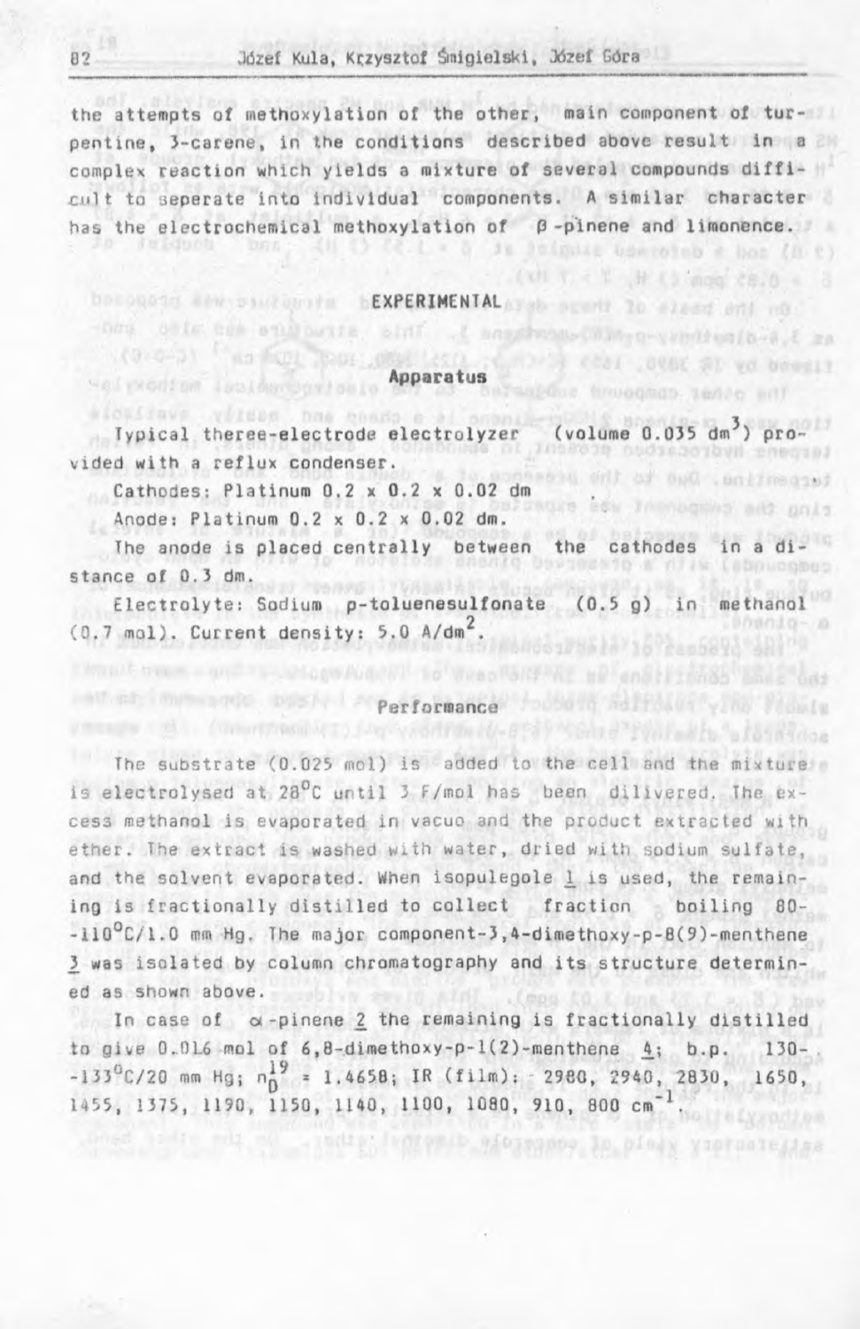the attempts of methoxylation of the other, main component of turpentine, 3-carene, in the conditions described above result in a complex reaction which yields a mixture of several compounds difficult to seperate into individual components. A similar character has the electrochemical methoxylation of $\beta$-pinene and limonence.

## EXPERIMENTAL

### Apparatus

Typical theree-electrode electrolyzer (volume 0.035 $dm^3$) provided with a reflux condenser.

Cathodes: Platinum 0.2 x 0.2 x 0.02 dm

Anode: Platinum 0.2 x 0.2 x 0.02 dm.

The anode is placed centrally between the cathodes in a distance of 0.3 dm.

Electrolyte: Sodium p-toluenesulfonate (0.5 g) in methanol (0.7 mol). Current density: 5.0 $A/dm^2$.

### Performance

The substrate (0.025 mol) is added to the cell and the mixture is electrolysed at 28°C until 3 F/mol has been dilivered. The excess methanol is evaporated in vacuo and the product extracted with ether. The extract is washed with water, dried with sodium sulfate, and the solvent evaporated. When isopulegole <u>1</u> is used, the remaining is fractionally distilled to collect fraction boiling 80--110°C/1.0 mm Hg. The major component-3,4-dimethoxy-p-8(9)-menthene <u>3</u> was isolated by column chromatography and its structure determined as shown above.

In case of $\alpha$-pinene <u>2</u> the remaining is fractionally distilled to give 0.016 mol of 6,8-dimethoxy-p-1(2)-menthene <u>4</u>; b.p. 130--133°C/20 mm Hg; $n_D^{19}$ = 1.4658; IR (film): 2980, 2940, 2830, 1650, 1455, 1375, 1190, 1150, 1140, 1100, 1080, 910, 800 $cm^{-1}$.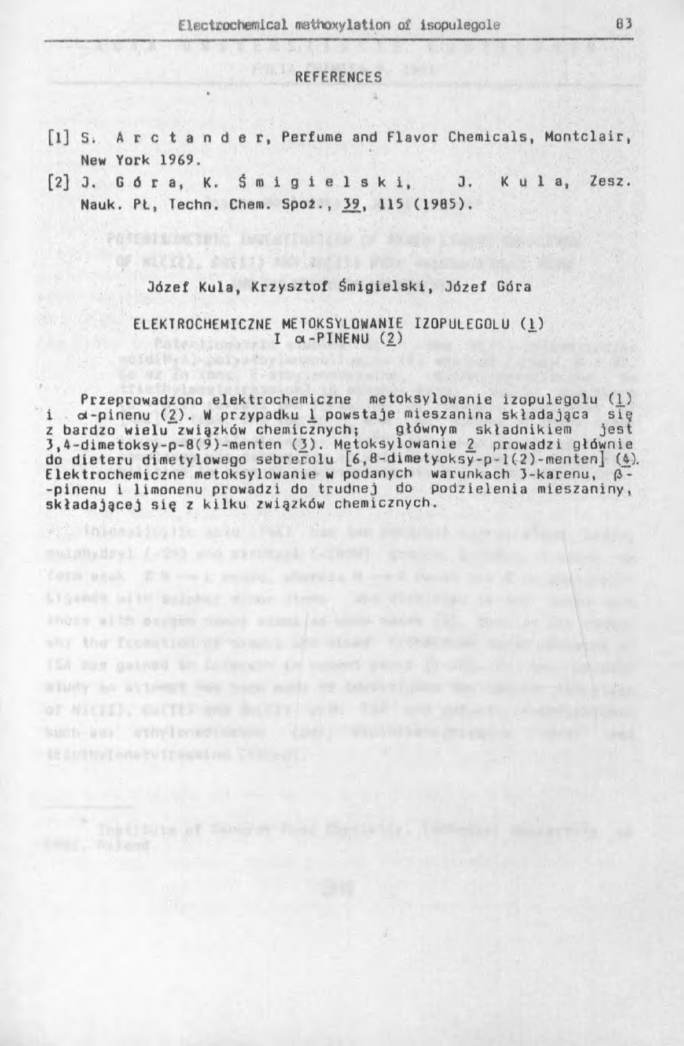## REFERENCES

[1] S. Arctander, Perfume and Flavor Chemicals, Montclair, New York 1969.

[2] J. Góra, K. Śmigielski, J. Kula, Zesz. Nauk. PŁ, Techn. Chem. Spoż., 39, 115 (1985).

Józef Kula, Krzysztof Śmigielski, Józef Góra

### ELEKTROCHEMICZNE METOKSYLOWANIE IZOPULEGOLU (1) I α-PINENU (2)

Przeprowadzono elektrochemiczne metoksylowanie izopulegolu (1) i α-pinenu (2). W przypadku 1 powstaje mieszanina składająca się z bardzo wielu związków chemicznych; głównym składnikiem jest 3,4-dimetoksy-p-8(9)-menten (3). Metoksylowanie 2 prowadzi głównie do dieteru dimetylowego sebrerolu [6,8-dimetyoksy-p-1(2)-menten] (4). Elektrochemiczne metoksylowanie w podanych warunkach 3-karenu, β-pinenu i limonenu prowadzi do trudnej do podzielenia mieszaniny, składającej się z kilku związków chemicznych.